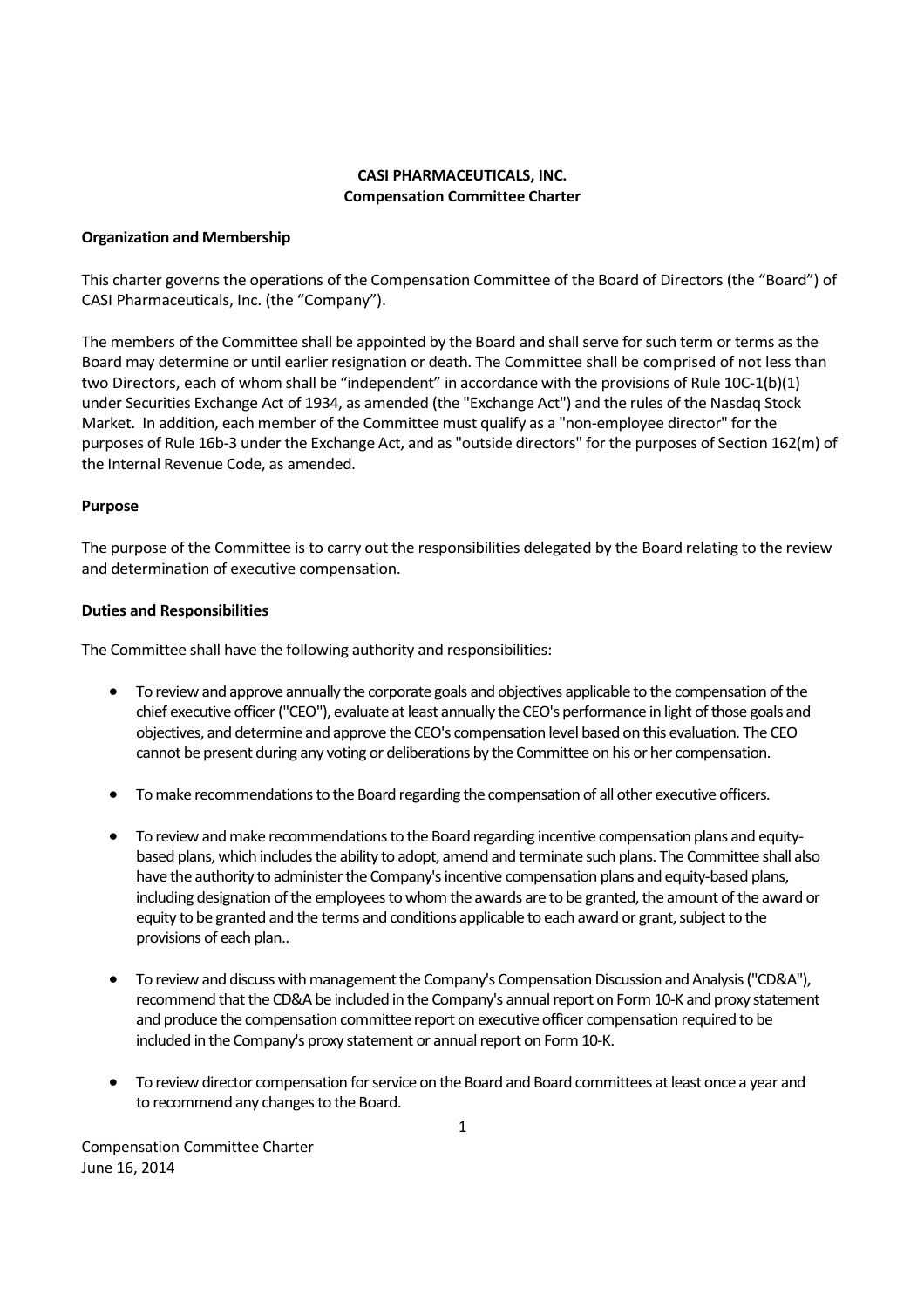**CASI PHARMACEUTICALS, INC.**
**Compensation Committee Charter**

**Organization and Membership**

This charter governs the operations of the Compensation Committee of the Board of Directors (the "Board") of CASI Pharmaceuticals, Inc. (the "Company").

The members of the Committee shall be appointed by the Board and shall serve for such term or terms as the Board may determine or until earlier resignation or death. The Committee shall be comprised of not less than two Directors, each of whom shall be "independent" in accordance with the provisions of Rule 10C-1(b)(1) under Securities Exchange Act of 1934, as amended (the "Exchange Act") and the rules of the Nasdaq Stock Market. In addition, each member of the Committee must qualify as a "non-employee director" for the purposes of Rule 16b-3 under the Exchange Act, and as "outside directors" for the purposes of Section 162(m) of the Internal Revenue Code, as amended.

**Purpose**

The purpose of the Committee is to carry out the responsibilities delegated by the Board relating to the review and determination of executive compensation.

**Duties and Responsibilities**

The Committee shall have the following authority and responsibilities:

- To review and approve annually the corporate goals and objectives applicable to the compensation of the chief executive officer ("CEO"), evaluate at least annually the CEO's performance in light of those goals and objectives, and determine and approve the CEO's compensation level based on this evaluation. The CEO cannot be present during any voting or deliberations by the Committee on his or her compensation.

- To make recommendations to the Board regarding the compensation of all other executive officers.

- To review and make recommendations to the Board regarding incentive compensation plans and equity-based plans, which includes the ability to adopt, amend and terminate such plans. The Committee shall also have the authority to administer the Company's incentive compensation plans and equity-based plans, including designation of the employees to whom the awards are to be granted, the amount of the award or equity to be granted and the terms and conditions applicable to each award or grant, subject to the provisions of each plan..

- To review and discuss with management the Company's Compensation Discussion and Analysis ("CD&A"), recommend that the CD&A be included in the Company's annual report on Form 10-K and proxy statement and produce the compensation committee report on executive officer compensation required to be included in the Company's proxy statement or annual report on Form 10-K.

- To review director compensation for service on the Board and Board committees at least once a year and to recommend any changes to the Board.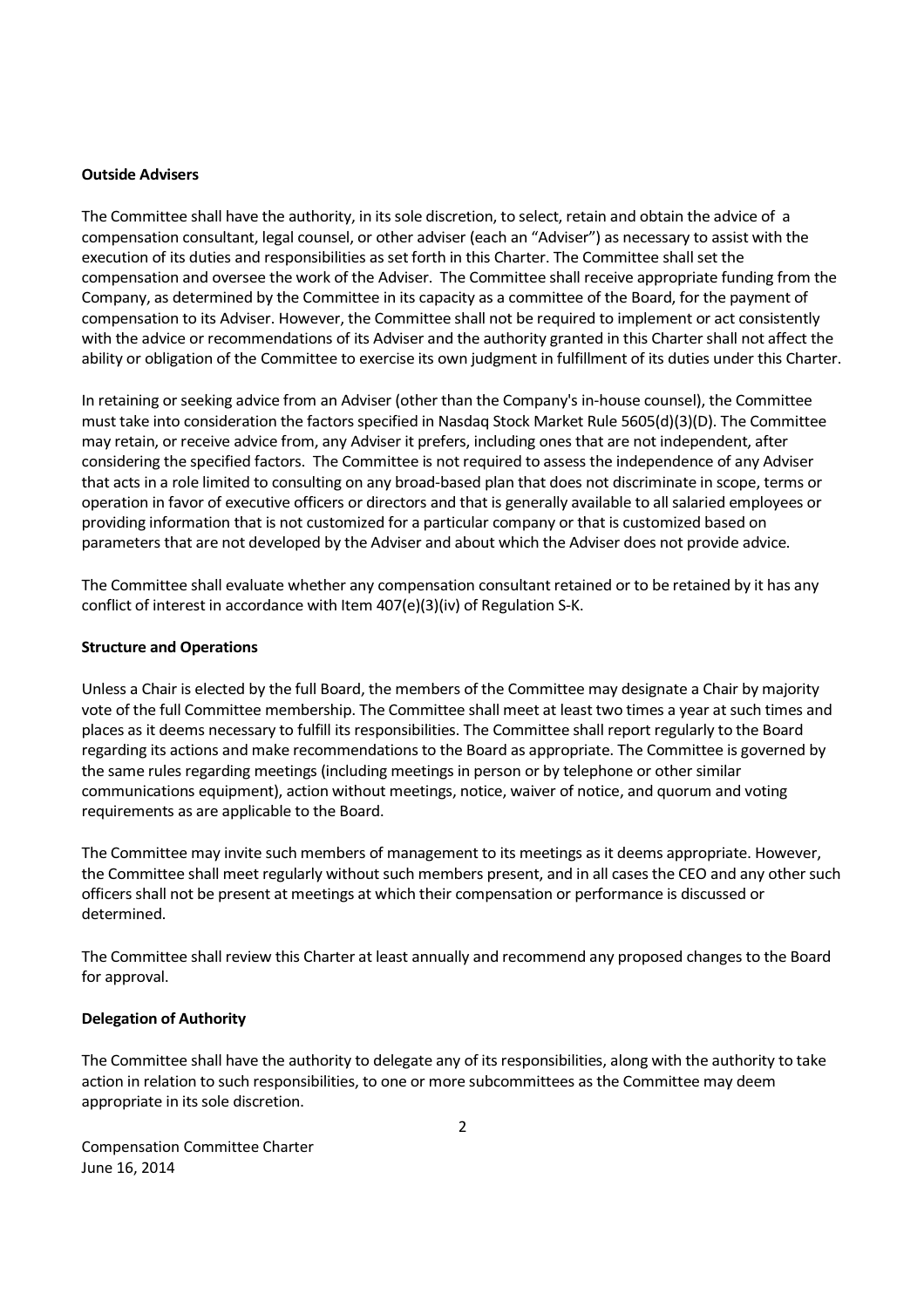**Outside Advisers**

The Committee shall have the authority, in its sole discretion, to select, retain and obtain the advice of a compensation consultant, legal counsel, or other adviser (each an "Adviser") as necessary to assist with the execution of its duties and responsibilities as set forth in this Charter. The Committee shall set the compensation and oversee the work of the Adviser. The Committee shall receive appropriate funding from the Company, as determined by the Committee in its capacity as a committee of the Board, for the payment of compensation to its Adviser. However, the Committee shall not be required to implement or act consistently with the advice or recommendations of its Adviser and the authority granted in this Charter shall not affect the ability or obligation of the Committee to exercise its own judgment in fulfillment of its duties under this Charter.

In retaining or seeking advice from an Adviser (other than the Company's in-house counsel), the Committee must take into consideration the factors specified in Nasdaq Stock Market Rule 5605(d)(3)(D). The Committee may retain, or receive advice from, any Adviser it prefers, including ones that are not independent, after considering the specified factors. The Committee is not required to assess the independence of any Adviser that acts in a role limited to consulting on any broad-based plan that does not discriminate in scope, terms or operation in favor of executive officers or directors and that is generally available to all salaried employees or providing information that is not customized for a particular company or that is customized based on parameters that are not developed by the Adviser and about which the Adviser does not provide advice.

The Committee shall evaluate whether any compensation consultant retained or to be retained by it has any conflict of interest in accordance with Item 407(e)(3)(iv) of Regulation S-K.

**Structure and Operations**

Unless a Chair is elected by the full Board, the members of the Committee may designate a Chair by majority vote of the full Committee membership. The Committee shall meet at least two times a year at such times and places as it deems necessary to fulfill its responsibilities. The Committee shall report regularly to the Board regarding its actions and make recommendations to the Board as appropriate. The Committee is governed by the same rules regarding meetings (including meetings in person or by telephone or other similar communications equipment), action without meetings, notice, waiver of notice, and quorum and voting requirements as are applicable to the Board.

The Committee may invite such members of management to its meetings as it deems appropriate. However, the Committee shall meet regularly without such members present, and in all cases the CEO and any other such officers shall not be present at meetings at which their compensation or performance is discussed or determined.

The Committee shall review this Charter at least annually and recommend any proposed changes to the Board for approval.

**Delegation of Authority**

The Committee shall have the authority to delegate any of its responsibilities, along with the authority to take action in relation to such responsibilities, to one or more subcommittees as the Committee may deem appropriate in its sole discretion.